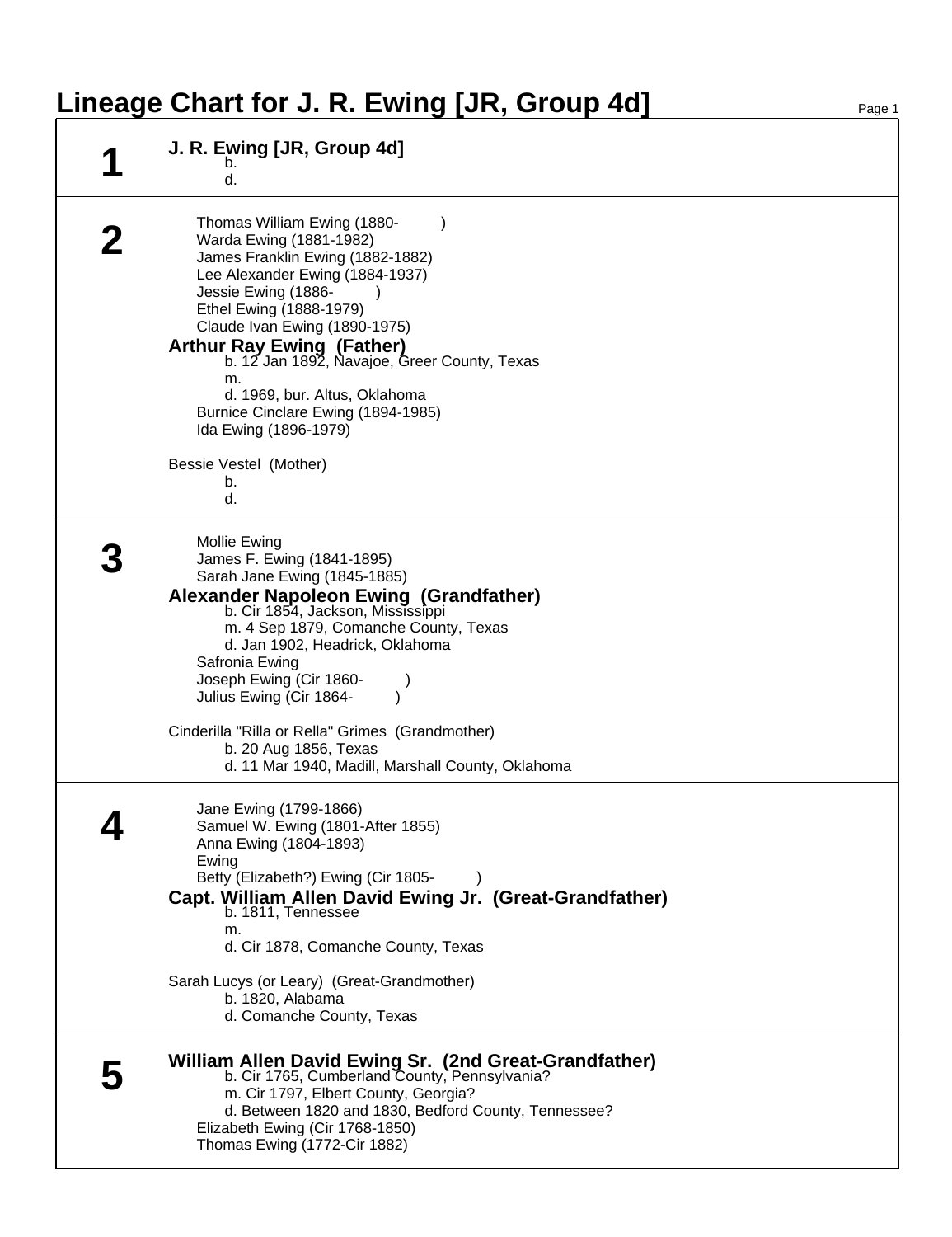# Lineage Chart for J. R. Ewing [JR, Group 4d]

## 1

**J. R. Ewing [JR, Group 4d]**
b.
d.

## 2

Thomas William Ewing (1880- )
Warda Ewing (1881-1982)
James Franklin Ewing (1882-1882)
Lee Alexander Ewing (1884-1937)
Jessie Ewing (1886- )
Ethel Ewing (1888-1979)
Claude Ivan Ewing (1890-1975)

**Arthur Ray Ewing (Father)**
b. 12 Jan 1892, Navajoe, Greer County, Texas
m.
d. 1969, bur. Altus, Oklahoma

Burnice Cinclare Ewing (1894-1985)
Ida Ewing (1896-1979)

Bessie Vestel (Mother)
b.
d.

## 3

Mollie Ewing
James F. Ewing (1841-1895)
Sarah Jane Ewing (1845-1885)

**Alexander Napoleon Ewing (Grandfather)**
b. Cir 1854, Jackson, Mississippi
m. 4 Sep 1879, Comanche County, Texas
d. Jan 1902, Headrick, Oklahoma

Safronia Ewing
Joseph Ewing (Cir 1860- )
Julius Ewing (Cir 1864- )

Cinderilla "Rilla or Rella" Grimes (Grandmother)
b. 20 Aug 1856, Texas
d. 11 Mar 1940, Madill, Marshall County, Oklahoma

## 4

Jane Ewing (1799-1866)
Samuel W. Ewing (1801-After 1855)
Anna Ewing (1804-1893)
Ewing
Betty (Elizabeth?) Ewing (Cir 1805- )

**Capt. William Allen David Ewing Jr. (Great-Grandfather)**
b. 1811, Tennessee
m.
d. Cir 1878, Comanche County, Texas

Sarah Lucys (or Leary) (Great-Grandmother)
b. 1820, Alabama
d. Comanche County, Texas

## 5

**William Allen David Ewing Sr. (2nd Great-Grandfather)**
b. Cir 1765, Cumberland County, Pennsylvania?
m. Cir 1797, Elbert County, Georgia?
d. Between 1820 and 1830, Bedford County, Tennessee?

Elizabeth Ewing (Cir 1768-1850)
Thomas Ewing (1772-Cir 1882)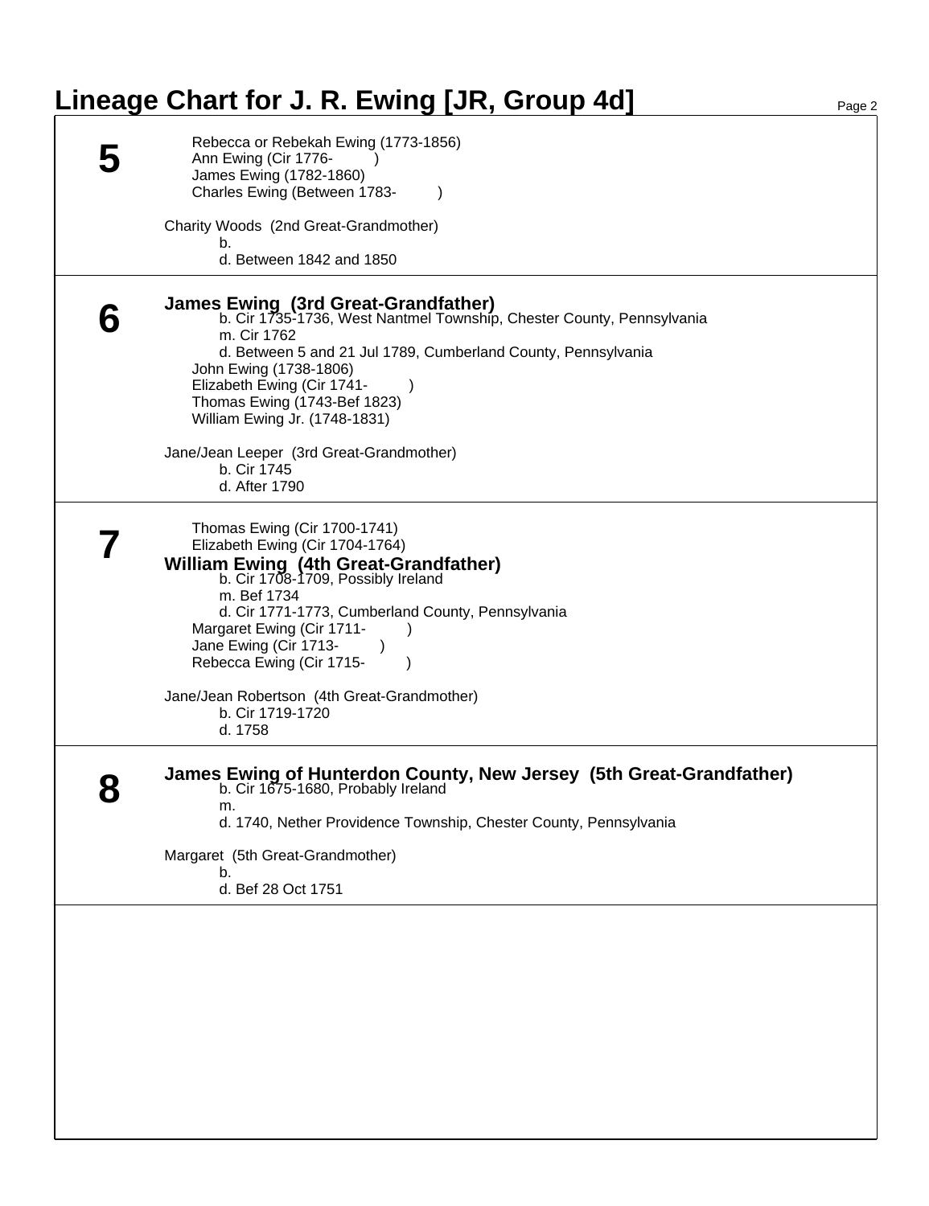# Lineage Chart for J. R. Ewing [JR, Group 4d]

## 5

Rebecca or Rebekah Ewing (1773-1856)
Ann Ewing (Cir 1776- )
James Ewing (1782-1860)
Charles Ewing (Between 1783- )

Charity Woods (2nd Great-Grandmother)
b.
d. Between 1842 and 1850

## 6

**James Ewing (3rd Great-Grandfather)**
b. Cir 1735-1736, West Nantmel Township, Chester County, Pennsylvania
m. Cir 1762
d. Between 5 and 21 Jul 1789, Cumberland County, Pennsylvania
John Ewing (1738-1806)
Elizabeth Ewing (Cir 1741- )
Thomas Ewing (1743-Bef 1823)
William Ewing Jr. (1748-1831)

Jane/Jean Leeper (3rd Great-Grandmother)
b. Cir 1745
d. After 1790

## 7

Thomas Ewing (Cir 1700-1741)
Elizabeth Ewing (Cir 1704-1764)

**William Ewing (4th Great-Grandfather)**
b. Cir 1708-1709, Possibly Ireland
m. Bef 1734
d. Cir 1771-1773, Cumberland County, Pennsylvania
Margaret Ewing (Cir 1711- )
Jane Ewing (Cir 1713- )
Rebecca Ewing (Cir 1715- )

Jane/Jean Robertson (4th Great-Grandmother)
b. Cir 1719-1720
d. 1758

## 8

**James Ewing of Hunterdon County, New Jersey (5th Great-Grandfather)**
b. Cir 1675-1680, Probably Ireland
m.
d. 1740, Nether Providence Township, Chester County, Pennsylvania

Margaret (5th Great-Grandmother)
b.
d. Bef 28 Oct 1751